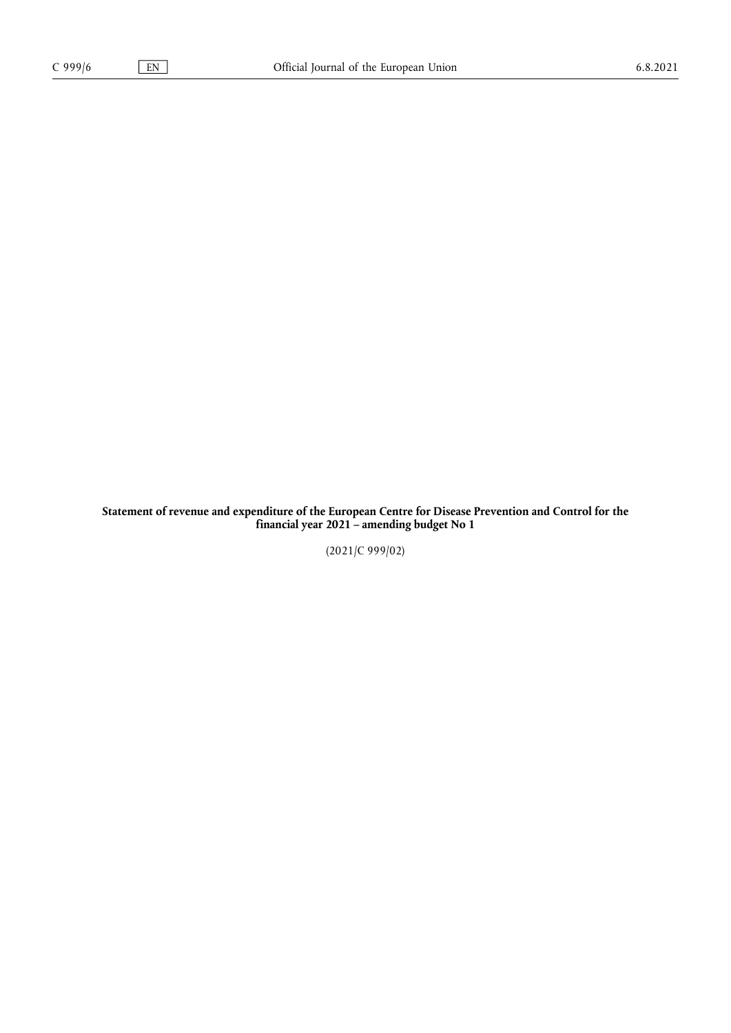**Statement of revenue and expenditure of the European Centre for Disease Prevention and Control for the financial year 2021 – amending budget No 1**

(2021/C 999/02)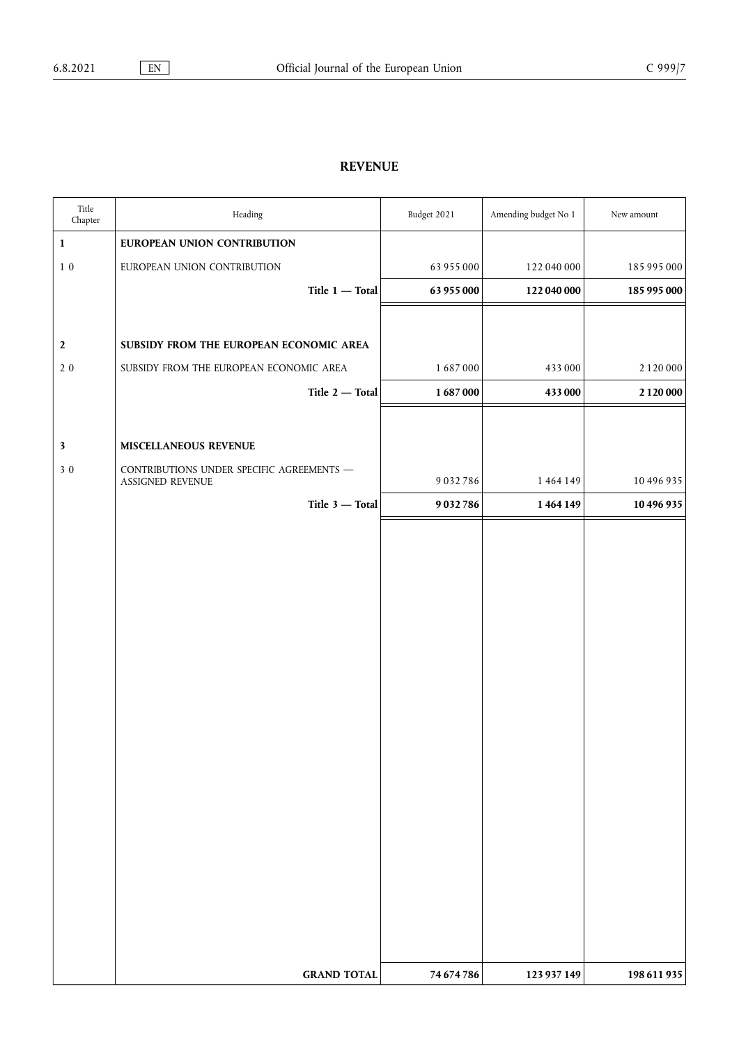## REVENUE

| Title Chapter | Heading | Budget 2021 | Amending budget No 1 | New amount |
|---|---|---|---|---|
| **1** | **EUROPEAN UNION CONTRIBUTION** | | | |
| 1 0 | EUROPEAN UNION CONTRIBUTION | 63 955 000 | 122 040 000 | 185 995 000 |
| | **Title 1 — Total** | **63 955 000** | **122 040 000** | **185 995 000** |
| **2** | **SUBSIDY FROM THE EUROPEAN ECONOMIC AREA** | | | |
| 2 0 | SUBSIDY FROM THE EUROPEAN ECONOMIC AREA | 1 687 000 | 433 000 | 2 120 000 |
| | **Title 2 — Total** | **1 687 000** | **433 000** | **2 120 000** |
| **3** | **MISCELLANEOUS REVENUE** | | | |
| 3 0 | CONTRIBUTIONS UNDER SPECIFIC AGREEMENTS — ASSIGNED REVENUE | 9 032 786 | 1 464 149 | 10 496 935 |
| | **Title 3 — Total** | **9 032 786** | **1 464 149** | **10 496 935** |
| | **GRAND TOTAL** | **74 674 786** | **123 937 149** | **198 611 935** |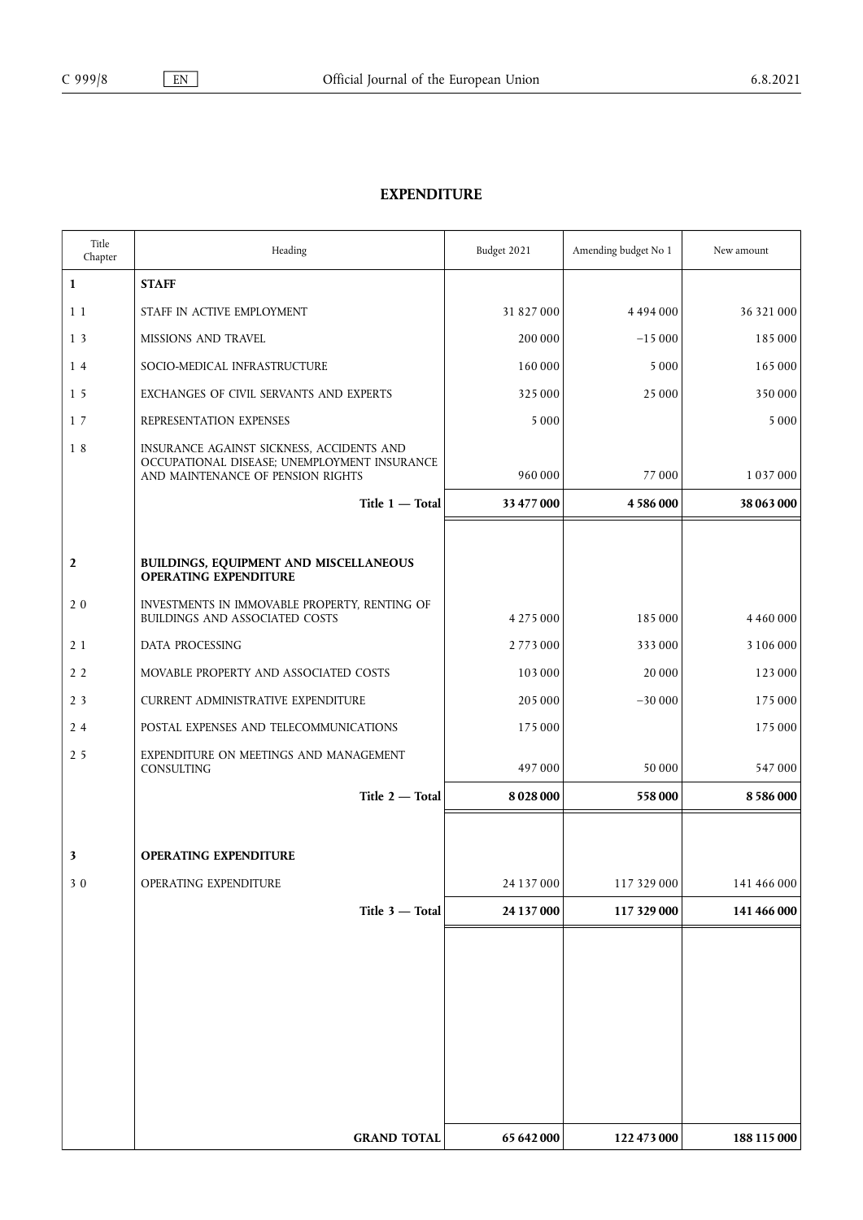# EXPENDITURE

| Title Chapter | Heading | Budget 2021 | Amending budget No 1 | New amount |
|---|---|---|---|---|
| **1** | **STAFF** | | | |
| 1 1 | STAFF IN ACTIVE EMPLOYMENT | 31 827 000 | 4 494 000 | 36 321 000 |
| 1 3 | MISSIONS AND TRAVEL | 200 000 | −15 000 | 185 000 |
| 1 4 | SOCIO-MEDICAL INFRASTRUCTURE | 160 000 | 5 000 | 165 000 |
| 1 5 | EXCHANGES OF CIVIL SERVANTS AND EXPERTS | 325 000 | 25 000 | 350 000 |
| 1 7 | REPRESENTATION EXPENSES | 5 000 | | 5 000 |
| 1 8 | INSURANCE AGAINST SICKNESS, ACCIDENTS AND OCCUPATIONAL DISEASE; UNEMPLOYMENT INSURANCE AND MAINTENANCE OF PENSION RIGHTS | 960 000 | 77 000 | 1 037 000 |
| | **Title 1 — Total** | **33 477 000** | **4 586 000** | **38 063 000** |
| **2** | **BUILDINGS, EQUIPMENT AND MISCELLANEOUS OPERATING EXPENDITURE** | | | |
| 2 0 | INVESTMENTS IN IMMOVABLE PROPERTY, RENTING OF BUILDINGS AND ASSOCIATED COSTS | 4 275 000 | 185 000 | 4 460 000 |
| 2 1 | DATA PROCESSING | 2 773 000 | 333 000 | 3 106 000 |
| 2 2 | MOVABLE PROPERTY AND ASSOCIATED COSTS | 103 000 | 20 000 | 123 000 |
| 2 3 | CURRENT ADMINISTRATIVE EXPENDITURE | 205 000 | −30 000 | 175 000 |
| 2 4 | POSTAL EXPENSES AND TELECOMMUNICATIONS | 175 000 | | 175 000 |
| 2 5 | EXPENDITURE ON MEETINGS AND MANAGEMENT CONSULTING | 497 000 | 50 000 | 547 000 |
| | **Title 2 — Total** | **8 028 000** | **558 000** | **8 586 000** |
| **3** | **OPERATING EXPENDITURE** | | | |
| 3 0 | OPERATING EXPENDITURE | 24 137 000 | 117 329 000 | 141 466 000 |
| | **Title 3 — Total** | **24 137 000** | **117 329 000** | **141 466 000** |
| | **GRAND TOTAL** | **65 642 000** | **122 473 000** | **188 115 000** |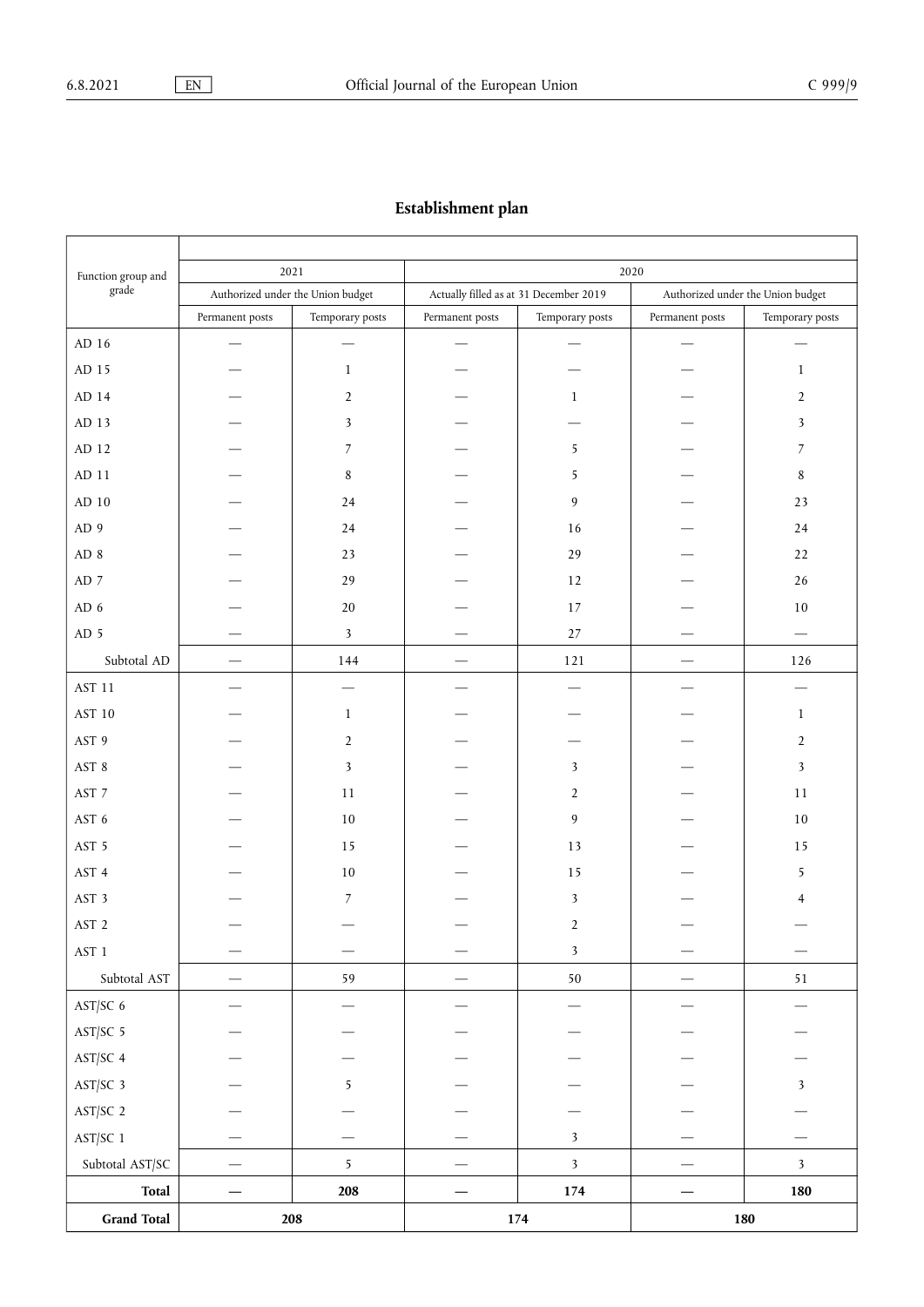## Establishment plan

| Function group and grade | 2021 | | 2020 | | | |
|---|---|---|---|---|---|---|
| | Authorized under the Union budget | | Actually filled as at 31 December 2019 | | Authorized under the Union budget | |
| | Permanent posts | Temporary posts | Permanent posts | Temporary posts | Permanent posts | Temporary posts |
| AD 16 | — | — | — | — | — | — |
| AD 15 | — | 1 | — | — | — | 1 |
| AD 14 | — | 2 | — | 1 | — | 2 |
| AD 13 | — | 3 | — | — | — | 3 |
| AD 12 | — | 7 | — | 5 | — | 7 |
| AD 11 | — | 8 | — | 5 | — | 8 |
| AD 10 | — | 24 | — | 9 | — | 23 |
| AD 9 | — | 24 | — | 16 | — | 24 |
| AD 8 | — | 23 | — | 29 | — | 22 |
| AD 7 | — | 29 | — | 12 | — | 26 |
| AD 6 | — | 20 | — | 17 | — | 10 |
| AD 5 | — | 3 | — | 27 | — | — |
| Subtotal AD | — | 144 | — | 121 | — | 126 |
| AST 11 | — | — | — | — | — | — |
| AST 10 | — | 1 | — | — | — | 1 |
| AST 9 | — | 2 | — | — | — | 2 |
| AST 8 | — | 3 | — | 3 | — | 3 |
| AST 7 | — | 11 | — | 2 | — | 11 |
| AST 6 | — | 10 | — | 9 | — | 10 |
| AST 5 | — | 15 | — | 13 | — | 15 |
| AST 4 | — | 10 | — | 15 | — | 5 |
| AST 3 | — | 7 | — | 3 | — | 4 |
| AST 2 | — | — | — | 2 | — | — |
| AST 1 | — | — | — | 3 | — | — |
| Subtotal AST | — | 59 | — | 50 | — | 51 |
| AST/SC 6 | — | — | — | — | — | — |
| AST/SC 5 | — | — | — | — | — | — |
| AST/SC 4 | — | — | — | — | — | — |
| AST/SC 3 | — | 5 | — | — | — | 3 |
| AST/SC 2 | — | — | — | — | — | — |
| AST/SC 1 | — | — | — | 3 | — | — |
| Subtotal AST/SC | — | 5 | — | 3 | — | 3 |
| **Total** | **—** | **208** | **—** | **174** | **—** | **180** |
| **Grand Total** | **208** | | **174** | | **180** | |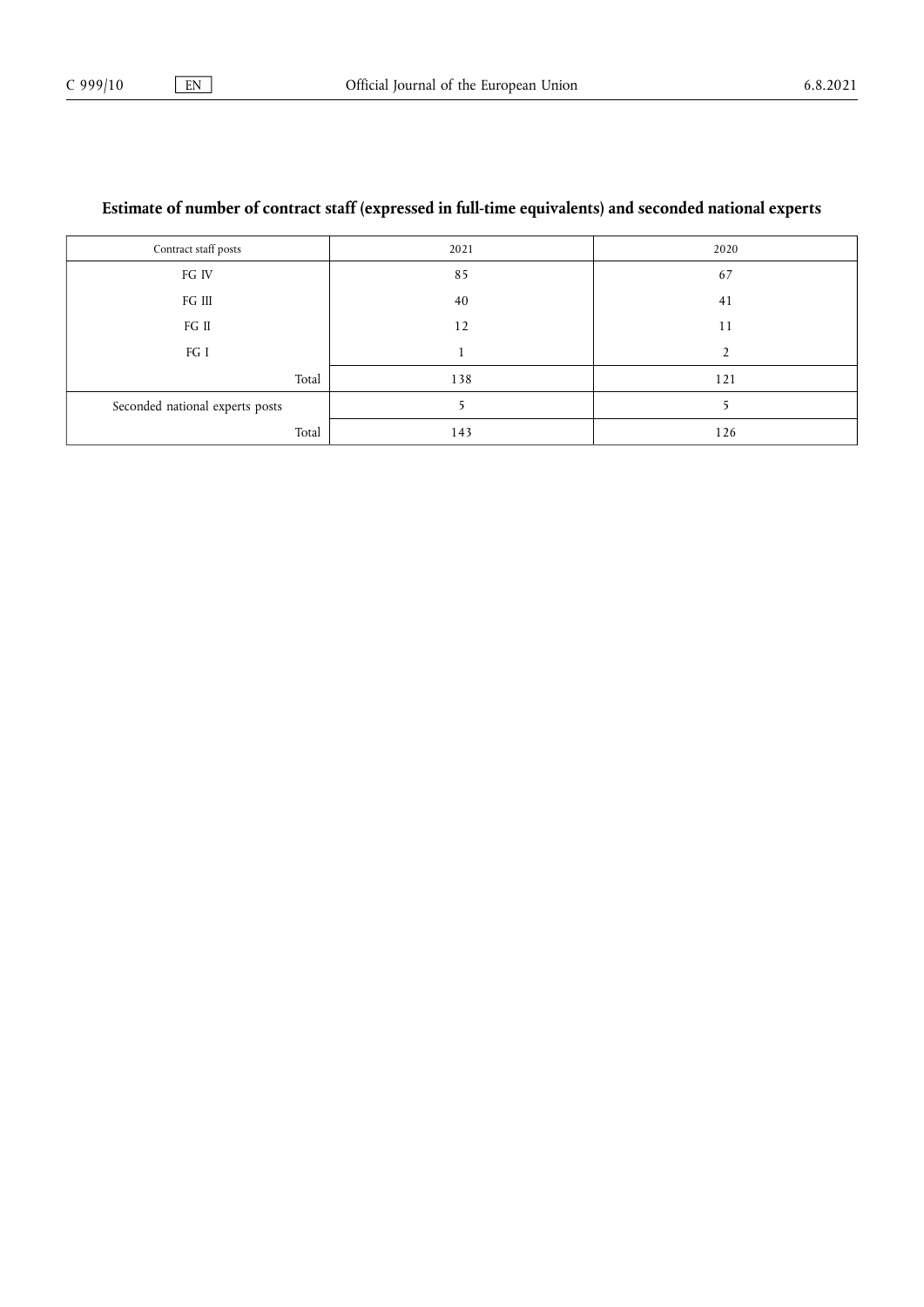## Estimate of number of contract staff (expressed in full-time equivalents) and seconded national experts

| Contract staff posts | 2021 | 2020 |
|---|---|---|
| FG IV | 85 | 67 |
| FG III | 40 | 41 |
| FG II | 12 | 11 |
| FG I | 1 | 2 |
| Total | 138 | 121 |
| Seconded national experts posts | 5 | 5 |
| Total | 143 | 126 |